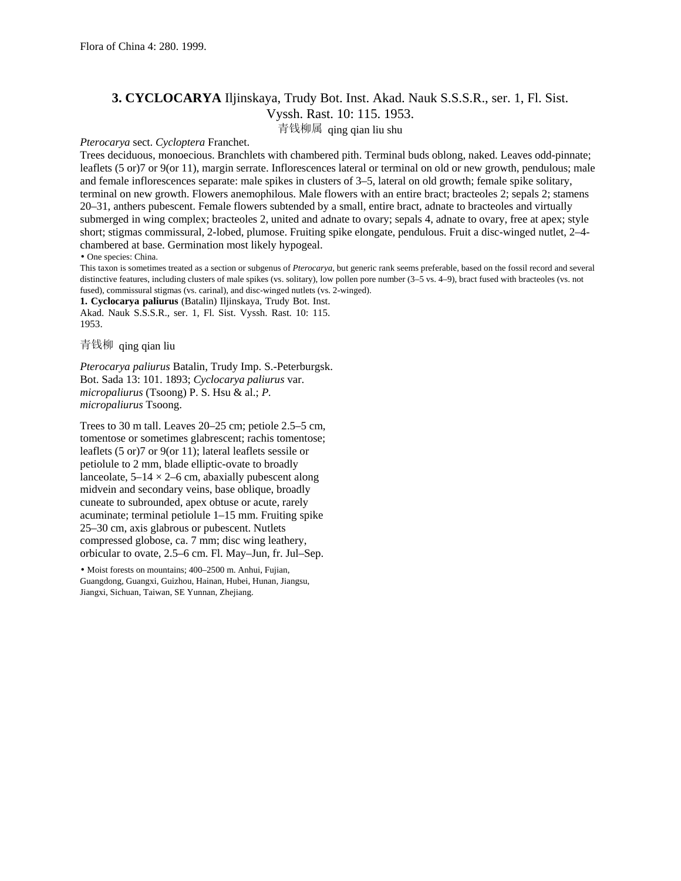Flora of China 4: 280. 1999.

## 3. **CYCLOCARYA** Iljinskaya, Trudy Bot. Inst. Akad. Nauk S.S.S.R., ser. 1, Fl. Sist. Vyssh. Rast. 10: 115. 1953.

青钱柳属 qing qian liu shu

*Pterocarya* sect. *Cycloptera* Franchet.

Trees deciduous, monoecious. Branchlets with chambered pith. Terminal buds oblong, naked. Leaves odd-pinnate; leaflets (5 or)7 or 9(or 11), margin serrate. Inflorescences lateral or terminal on old or new growth, pendulous; male and female inflorescences separate: male spikes in clusters of 3–5, lateral on old growth; female spike solitary, terminal on new growth. Flowers anemophilous. Male flowers with an entire bract; bracteoles 2; sepals 2; stamens 20–31, anthers pubescent. Female flowers subtended by a small, entire bract, adnate to bracteoles and virtually submerged in wing complex; bracteoles 2, united and adnate to ovary; sepals 4, adnate to ovary, free at apex; style short; stigmas commissural, 2-lobed, plumose. Fruiting spike elongate, pendulous. Fruit a disc-winged nutlet, 2–4-chambered at base. Germination most likely hypogeal.

• One species: China.

This taxon is sometimes treated as a section or subgenus of *Pterocarya*, but generic rank seems preferable, based on the fossil record and several distinctive features, including clusters of male spikes (vs. solitary), low pollen pore number (3–5 vs. 4–9), bract fused with bracteoles (vs. not fused), commissural stigmas (vs. carinal), and disc-winged nutlets (vs. 2-winged).

**1. Cyclocarya paliurus** (Batalin) Iljinskaya, Trudy Bot. Inst. Akad. Nauk S.S.S.R., ser. 1, Fl. Sist. Vyssh. Rast. 10: 115. 1953.

青钱柳 qing qian liu

*Pterocarya paliurus* Batalin, Trudy Imp. S.-Peterburgsk. Bot. Sada 13: 101. 1893; *Cyclocarya paliurus* var. *micropaliurus* (Tsoong) P. S. Hsu & al.; *P. micropaliurus* Tsoong.

Trees to 30 m tall. Leaves 20–25 cm; petiole 2.5–5 cm, tomentose or sometimes glabrescent; rachis tomentose; leaflets (5 or)7 or 9(or 11); lateral leaflets sessile or petiolule to 2 mm, blade elliptic-ovate to broadly lanceolate, 5–14 × 2–6 cm, abaxially pubescent along midvein and secondary veins, base oblique, broadly cuneate to subrounded, apex obtuse or acute, rarely acuminate; terminal petiolule 1–15 mm. Fruiting spike 25–30 cm, axis glabrous or pubescent. Nutlets compressed globose, ca. 7 mm; disc wing leathery, orbicular to ovate, 2.5–6 cm. Fl. May–Jun, fr. Jul–Sep.

• Moist forests on mountains; 400–2500 m. Anhui, Fujian, Guangdong, Guangxi, Guizhou, Hainan, Hubei, Hunan, Jiangsu, Jiangxi, Sichuan, Taiwan, SE Yunnan, Zhejiang.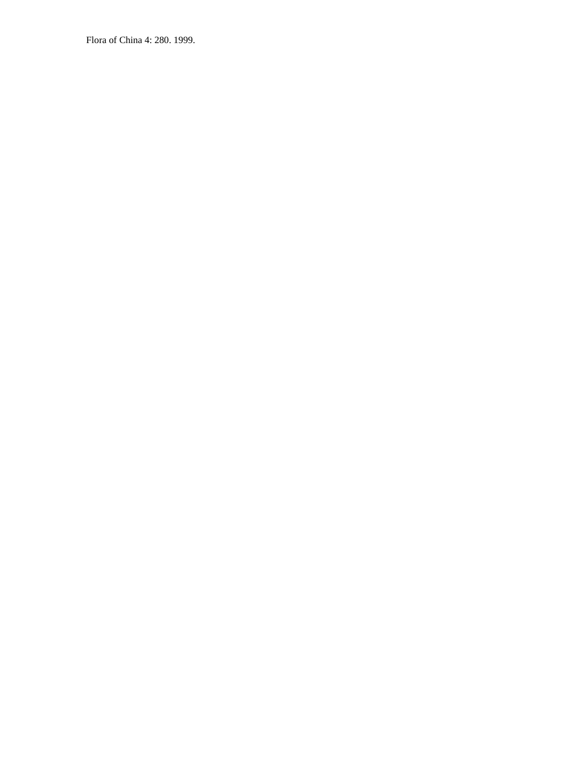Flora of China 4: 280. 1999.